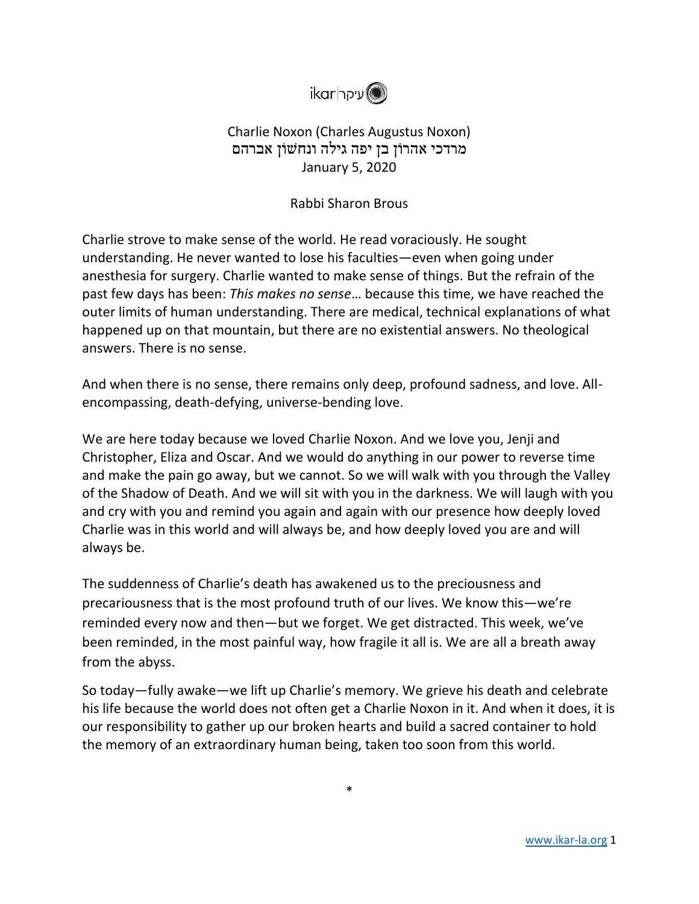ikar|עיקר

Charlie Noxon (Charles Augustus Noxon)
מרדכי אהרון בן יפה גילה ונחשון אברהם
January 5, 2020

Rabbi Sharon Brous

Charlie strove to make sense of the world. He read voraciously. He sought understanding. He never wanted to lose his faculties—even when going under anesthesia for surgery. Charlie wanted to make sense of things. But the refrain of the past few days has been: *This makes no sense*… because this time, we have reached the outer limits of human understanding. There are medical, technical explanations of what happened up on that mountain, but there are no existential answers. No theological answers. There is no sense.

And when there is no sense, there remains only deep, profound sadness, and love. All-encompassing, death-defying, universe-bending love.

We are here today because we loved Charlie Noxon. And we love you, Jenji and Christopher, Eliza and Oscar. And we would do anything in our power to reverse time and make the pain go away, but we cannot. So we will walk with you through the Valley of the Shadow of Death. And we will sit with you in the darkness. We will laugh with you and cry with you and remind you again and again with our presence how deeply loved Charlie was in this world and will always be, and how deeply loved you are and will always be.

The suddenness of Charlie's death has awakened us to the preciousness and precariousness that is the most profound truth of our lives. We know this—we're reminded every now and then—but we forget. We get distracted. This week, we've been reminded, in the most painful way, how fragile it all is. We are all a breath away from the abyss.

So today—fully awake—we lift up Charlie's memory. We grieve his death and celebrate his life because the world does not often get a Charlie Noxon in it. And when it does, it is our responsibility to gather up our broken hearts and build a sacred container to hold the memory of an extraordinary human being, taken too soon from this world.

*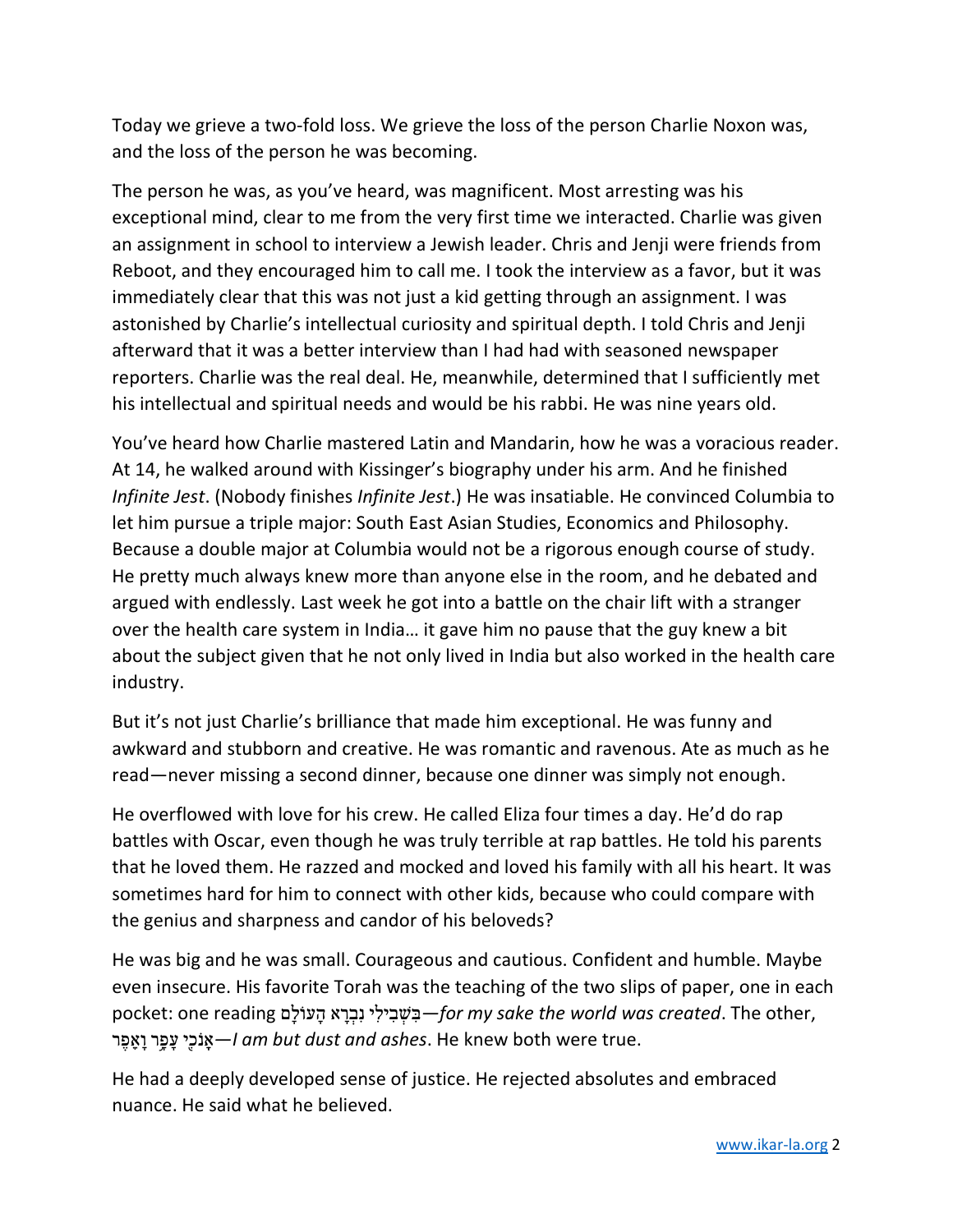Today we grieve a two-fold loss. We grieve the loss of the person Charlie Noxon was, and the loss of the person he was becoming.

The person he was, as you've heard, was magnificent. Most arresting was his exceptional mind, clear to me from the very first time we interacted. Charlie was given an assignment in school to interview a Jewish leader. Chris and Jenji were friends from Reboot, and they encouraged him to call me. I took the interview as a favor, but it was immediately clear that this was not just a kid getting through an assignment. I was astonished by Charlie's intellectual curiosity and spiritual depth. I told Chris and Jenji afterward that it was a better interview than I had had with seasoned newspaper reporters. Charlie was the real deal. He, meanwhile, determined that I sufficiently met his intellectual and spiritual needs and would be his rabbi. He was nine years old.

You've heard how Charlie mastered Latin and Mandarin, how he was a voracious reader. At 14, he walked around with Kissinger's biography under his arm. And he finished *Infinite Jest*. (Nobody finishes *Infinite Jest*.) He was insatiable. He convinced Columbia to let him pursue a triple major: South East Asian Studies, Economics and Philosophy. Because a double major at Columbia would not be a rigorous enough course of study. He pretty much always knew more than anyone else in the room, and he debated and argued with endlessly. Last week he got into a battle on the chair lift with a stranger over the health care system in India… it gave him no pause that the guy knew a bit about the subject given that he not only lived in India but also worked in the health care industry.

But it's not just Charlie's brilliance that made him exceptional. He was funny and awkward and stubborn and creative. He was romantic and ravenous. Ate as much as he read—never missing a second dinner, because one dinner was simply not enough.

He overflowed with love for his crew. He called Eliza four times a day. He'd do rap battles with Oscar, even though he was truly terrible at rap battles. He told his parents that he loved them. He razzed and mocked and loved his family with all his heart. It was sometimes hard for him to connect with other kids, because who could compare with the genius and sharpness and candor of his beloveds?

He was big and he was small. Courageous and cautious. Confident and humble. Maybe even insecure. His favorite Torah was the teaching of the two slips of paper, one in each pocket: one reading בִּשְׁבִילִי נִבְרָא הָעוֹלָם—*for my sake the world was created*. The other, אָנֹכִי עָפָר וָאֵפֶר—*I am but dust and ashes*. He knew both were true.

He had a deeply developed sense of justice. He rejected absolutes and embraced nuance. He said what he believed.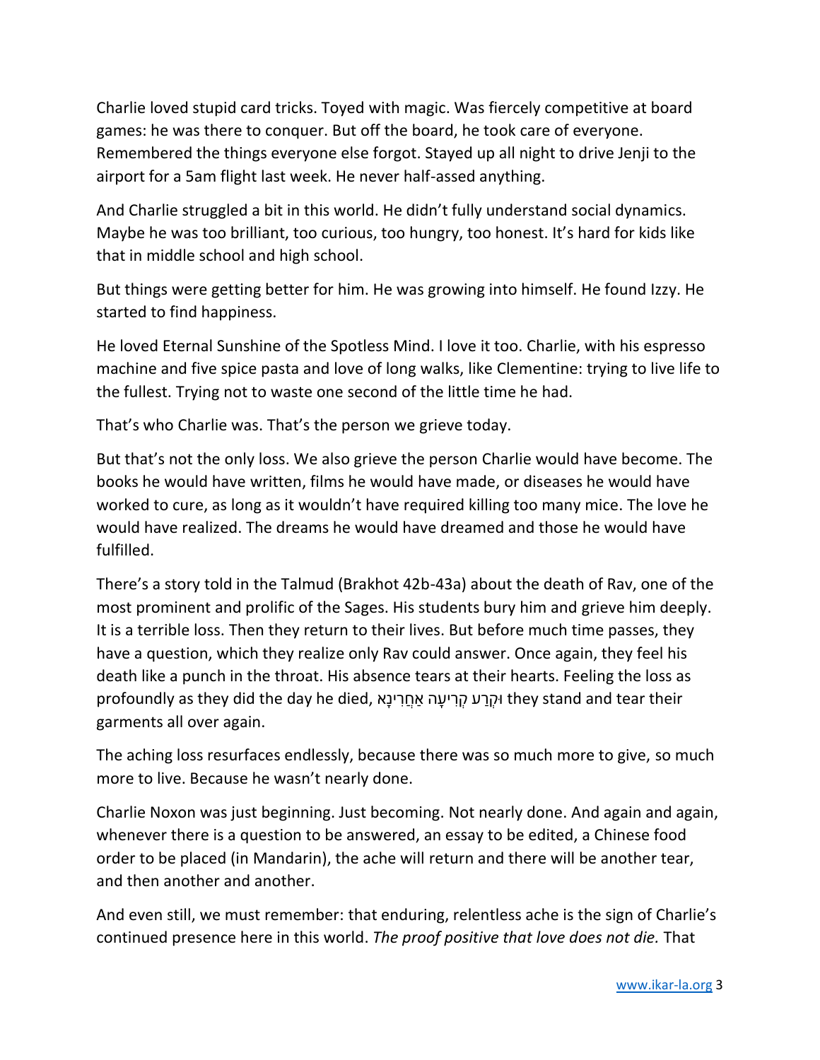Charlie loved stupid card tricks. Toyed with magic. Was fiercely competitive at board games: he was there to conquer. But off the board, he took care of everyone. Remembered the things everyone else forgot. Stayed up all night to drive Jenji to the airport for a 5am flight last week. He never half-assed anything.

And Charlie struggled a bit in this world. He didn't fully understand social dynamics. Maybe he was too brilliant, too curious, too hungry, too honest. It's hard for kids like that in middle school and high school.

But things were getting better for him. He was growing into himself. He found Izzy. He started to find happiness.

He loved Eternal Sunshine of the Spotless Mind. I love it too. Charlie, with his espresso machine and five spice pasta and love of long walks, like Clementine: trying to live life to the fullest. Trying not to waste one second of the little time he had.

That's who Charlie was. That's the person we grieve today.

But that's not the only loss. We also grieve the person Charlie would have become. The books he would have written, films he would have made, or diseases he would have worked to cure, as long as it wouldn't have required killing too many mice. The love he would have realized. The dreams he would have dreamed and those he would have fulfilled.

There's a story told in the Talmud (Brakhot 42b-43a) about the death of Rav, one of the most prominent and prolific of the Sages. His students bury him and grieve him deeply. It is a terrible loss. Then they return to their lives. But before much time passes, they have a question, which they realize only Rav could answer. Once again, they feel his death like a punch in the throat. His absence tears at their hearts. Feeling the loss as profoundly as they did the day he died, וּקְרַע קְרִיעָה אַחֲרִינָא they stand and tear their garments all over again.

The aching loss resurfaces endlessly, because there was so much more to give, so much more to live. Because he wasn't nearly done.

Charlie Noxon was just beginning. Just becoming. Not nearly done. And again and again, whenever there is a question to be answered, an essay to be edited, a Chinese food order to be placed (in Mandarin), the ache will return and there will be another tear, and then another and another.

And even still, we must remember: that enduring, relentless ache is the sign of Charlie's continued presence here in this world. *The proof positive that love does not die.* That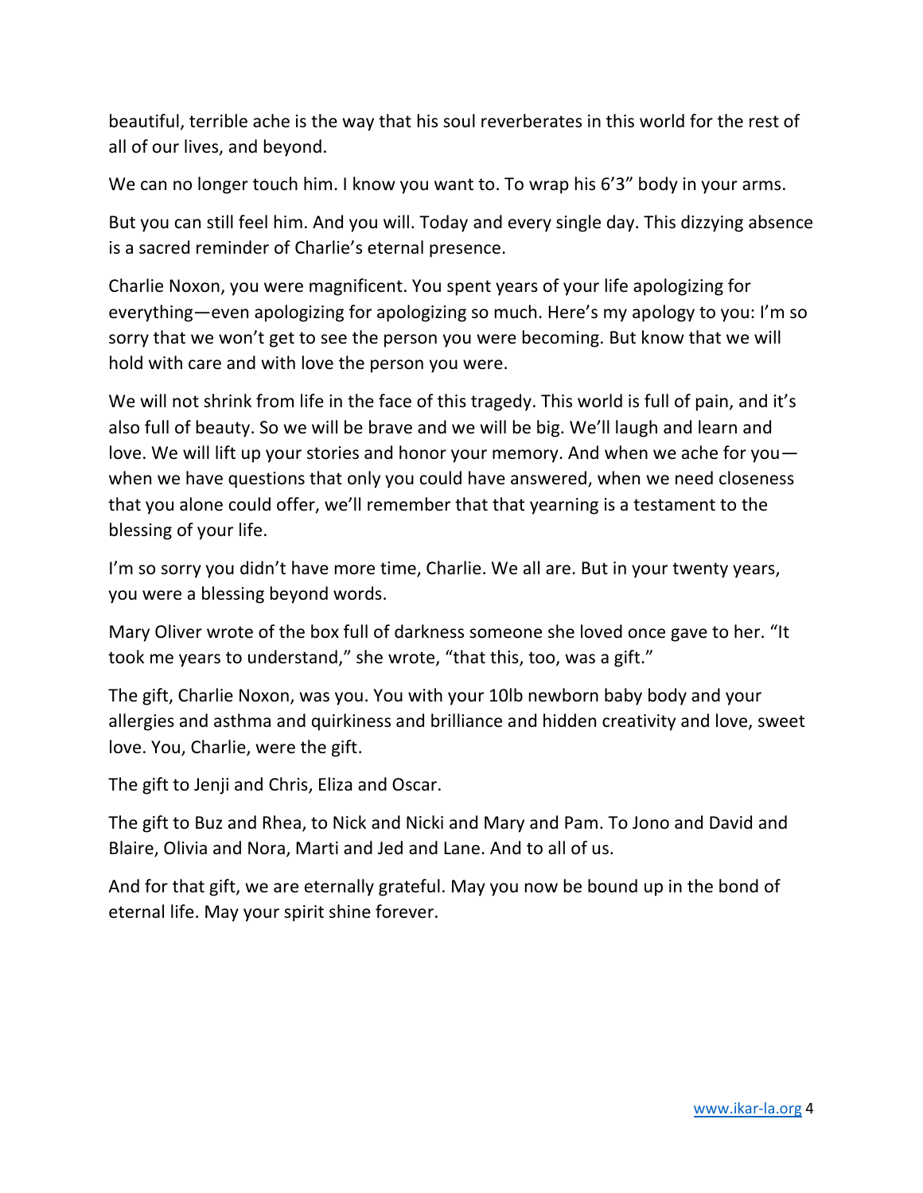beautiful, terrible ache is the way that his soul reverberates in this world for the rest of all of our lives, and beyond.

We can no longer touch him. I know you want to. To wrap his 6'3" body in your arms.

But you can still feel him. And you will. Today and every single day. This dizzying absence is a sacred reminder of Charlie's eternal presence.

Charlie Noxon, you were magnificent. You spent years of your life apologizing for everything—even apologizing for apologizing so much. Here's my apology to you: I'm so sorry that we won't get to see the person you were becoming. But know that we will hold with care and with love the person you were.

We will not shrink from life in the face of this tragedy. This world is full of pain, and it's also full of beauty. So we will be brave and we will be big. We'll laugh and learn and love. We will lift up your stories and honor your memory. And when we ache for you—when we have questions that only you could have answered, when we need closeness that you alone could offer, we'll remember that that yearning is a testament to the blessing of your life.

I'm so sorry you didn't have more time, Charlie. We all are. But in your twenty years, you were a blessing beyond words.

Mary Oliver wrote of the box full of darkness someone she loved once gave to her. "It took me years to understand," she wrote, "that this, too, was a gift."

The gift, Charlie Noxon, was you. You with your 10lb newborn baby body and your allergies and asthma and quirkiness and brilliance and hidden creativity and love, sweet love. You, Charlie, were the gift.

The gift to Jenji and Chris, Eliza and Oscar.

The gift to Buz and Rhea, to Nick and Nicki and Mary and Pam. To Jono and David and Blaire, Olivia and Nora, Marti and Jed and Lane. And to all of us.

And for that gift, we are eternally grateful. May you now be bound up in the bond of eternal life. May your spirit shine forever.